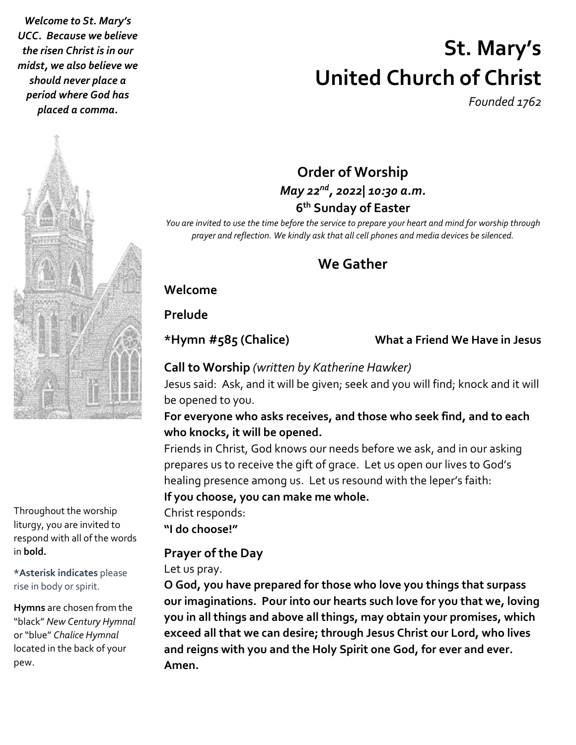*Welcome to St. Mary's UCC. Because we believe the risen Christ is in our midst, we also believe we should never place a period where God has placed a comma.*

# St. Mary's United Church of Christ

*Founded 1762*

## Order of Worship

***May 22nd, 2022| 10:30 a.m.***

**6th Sunday of Easter**

*You are invited to use the time before the service to prepare your heart and mind for worship through prayer and reflection. We kindly ask that all cell phones and media devices be silenced.*

## We Gather

**Welcome**

**Prelude**

**\*Hymn #585 (Chalice)** **What a Friend We Have in Jesus**

**Call to Worship** *(written by Katherine Hawker)*

Jesus said: Ask, and it will be given; seek and you will find; knock and it will be opened to you.

**For everyone who asks receives, and those who seek find, and to each who knocks, it will be opened.**

Friends in Christ, God knows our needs before we ask, and in our asking prepares us to receive the gift of grace. Let us open our lives to God's healing presence among us. Let us resound with the leper's faith:

**If you choose, you can make me whole.**

Christ responds:

**"I do choose!"**

**Prayer of the Day**

Let us pray.

**O God, you have prepared for those who love you things that surpass our imaginations. Pour into our hearts such love for you that we, loving you in all things and above all things, may obtain your promises, which exceed all that we can desire; through Jesus Christ our Lord, who lives and reigns with you and the Holy Spirit one God, for ever and ever. Amen.**

Throughout the worship liturgy, you are invited to respond with all of the words in **bold.**

**\*Asterisk indicates** please rise in body or spirit.

**Hymns** are chosen from the "black" *New Century Hymnal* or "blue" *Chalice Hymnal* located in the back of your pew.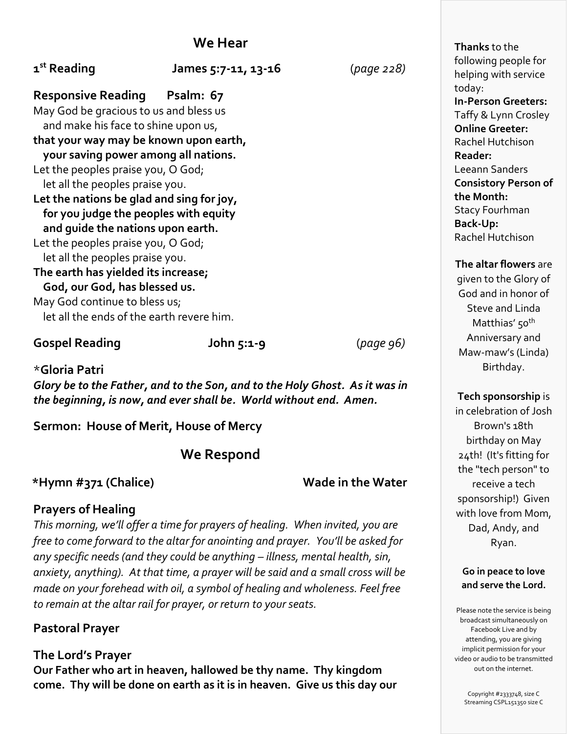## We Hear

**1st Reading** **James 5:7-11, 13-16** (*page 228)*

**Responsive Reading** **Psalm: 67**

May God be gracious to us and bless us
and make his face to shine upon us,
**that your way may be known upon earth,**
**your saving power among all nations.**
Let the peoples praise you, O God;
let all the peoples praise you.
**Let the nations be glad and sing for joy,**
**for you judge the peoples with equity**
**and guide the nations upon earth.**
Let the peoples praise you, O God;
let all the peoples praise you.
**The earth has yielded its increase;**
**God, our God, has blessed us.**
May God continue to bless us;
let all the ends of the earth revere him.

**Gospel Reading** **John 5:1-9** (*page 96)*

\***Gloria Patri**

***Glory be to the Father, and to the Son, and to the Holy Ghost. As it was in the beginning, is now, and ever shall be. World without end. Amen.***

**Sermon: House of Merit, House of Mercy**

## We Respond

**\*Hymn #371 (Chalice)** **Wade in the Water**

**Prayers of Healing**

*This morning, we'll offer a time for prayers of healing. When invited, you are free to come forward to the altar for anointing and prayer. You'll be asked for any specific needs (and they could be anything – illness, mental health, sin, anxiety, anything). At that time, a prayer will be said and a small cross will be made on your forehead with oil, a symbol of healing and wholeness. Feel free to remain at the altar rail for prayer, or return to your seats.*

**Pastoral Prayer**

**The Lord's Prayer**

**Our Father who art in heaven, hallowed be thy name. Thy kingdom come. Thy will be done on earth as it is in heaven. Give us this day our**

---

**Thanks** to the following people for helping with service today:
**In-Person Greeters:**
Taffy & Lynn Crosley
**Online Greeter:**
Rachel Hutchison
**Reader:**
Leeann Sanders
**Consistory Person of the Month:**
Stacy Fourhman
**Back-Up:**
Rachel Hutchison

**The altar flowers** are given to the Glory of God and in honor of Steve and Linda Matthias' 50th Anniversary and Maw-maw's (Linda) Birthday.

**Tech sponsorship** is in celebration of Josh Brown's 18th birthday on May 24th! (It's fitting for the "tech person" to receive a tech sponsorship!) Given with love from Mom, Dad, Andy, and Ryan.

**Go in peace to love and serve the Lord.**

Please note the service is being broadcast simultaneously on Facebook Live and by attending, you are giving implicit permission for your video or audio to be transmitted out on the internet.

Copyright #2333748, size C
Streaming CSPL151350 size C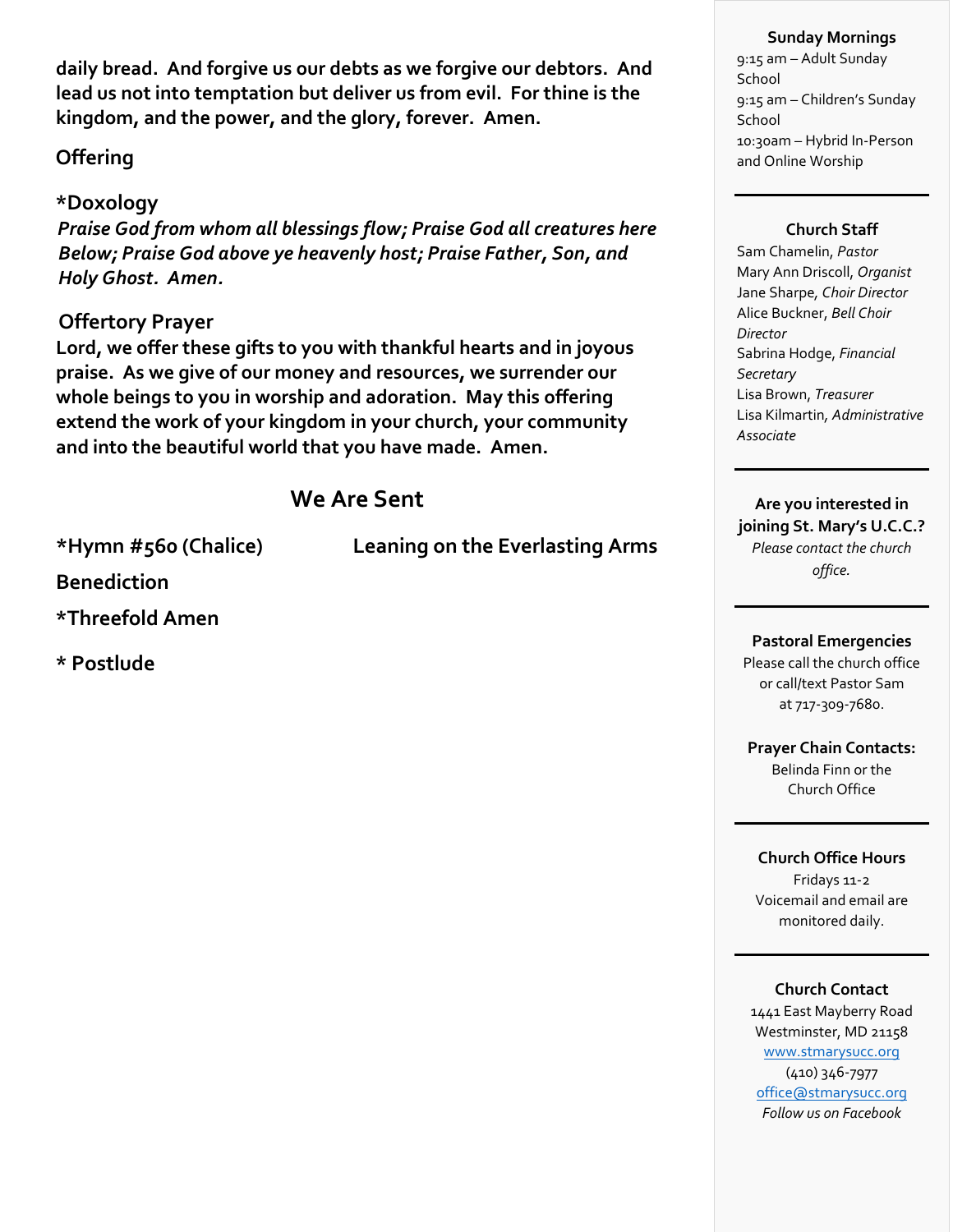**daily bread. And forgive us our debts as we forgive our debtors. And lead us not into temptation but deliver us from evil. For thine is the kingdom, and the power, and the glory, forever. Amen.**

## Offering

## *Doxology

***Praise God from whom all blessings flow; Praise God all creatures here Below; Praise God above ye heavenly host; Praise Father, Son, and Holy Ghost. Amen.***

## Offertory Prayer

**Lord, we offer these gifts to you with thankful hearts and in joyous praise. As we give of our money and resources, we surrender our whole beings to you in worship and adoration. May this offering extend the work of your kingdom in your church, your community and into the beautiful world that you have made. Amen.**

## We Are Sent

**\*Hymn #560 (Chalice)** **Leaning on the Everlasting Arms**

**Benediction**

**\*Threefold Amen**

**\* Postlude**

---

**Sunday Mornings**

9:15 am – Adult Sunday School
9:15 am – Children's Sunday School
10:30am – Hybrid In-Person and Online Worship

---

**Church Staff**

Sam Chamelin, *Pastor*
Mary Ann Driscoll, *Organist*
Jane Sharpe, *Choir Director*
Alice Buckner, *Bell Choir Director*
Sabrina Hodge, *Financial Secretary*
Lisa Brown, *Treasurer*
Lisa Kilmartin, *Administrative Associate*

---

**Are you interested in joining St. Mary's U.C.C.?**
*Please contact the church office.*

---

**Pastoral Emergencies**
Please call the church office or call/text Pastor Sam at 717-309-7680.

**Prayer Chain Contacts:**
Belinda Finn or the Church Office

---

**Church Office Hours**
Fridays 11-2
Voicemail and email are monitored daily.

---

**Church Contact**
1441 East Mayberry Road
Westminster, MD 21158
www.stmarysucc.org
(410) 346-7977
office@stmarysucc.org
*Follow us on Facebook*